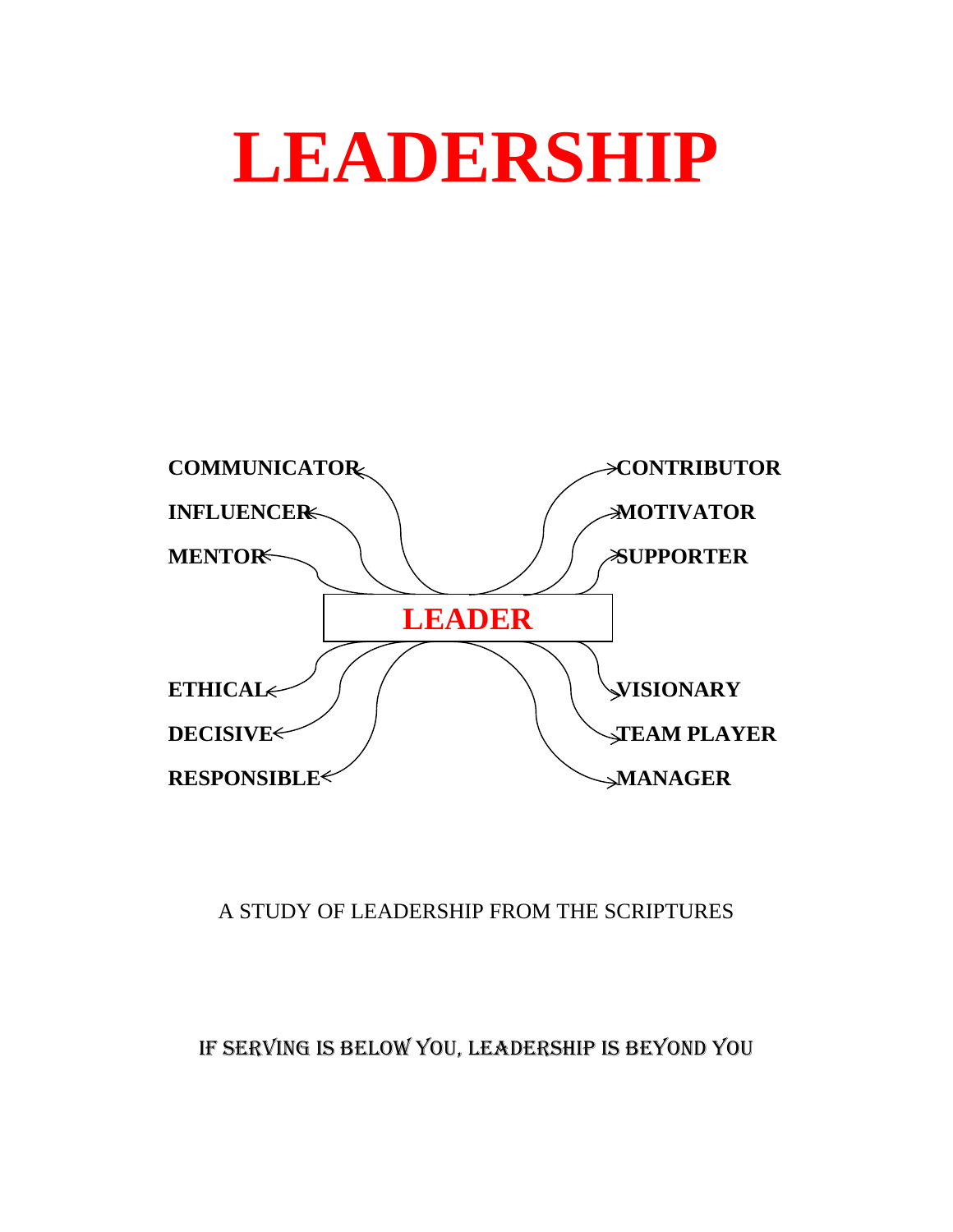# LEADERSHIP

**LEADER**

**COMMUNICATOR**
**INFLUENCER**
**MENTOR**
**ETHICAL**
**DECISIVE**
**RESPONSIBLE**

**CONTRIBUTOR**
**MOTIVATOR**
**SUPPORTER**
**VISIONARY**
**TEAM PLAYER**
**MANAGER**

A STUDY OF LEADERSHIP FROM THE SCRIPTURES

IF SERVING IS BELOW YOU, LEADERSHIP IS BEYOND YOU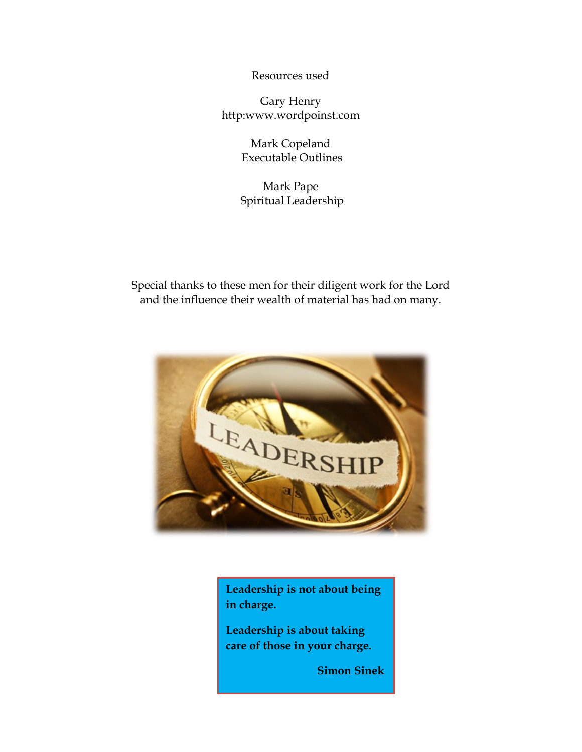Resources used

Gary Henry
http:www.wordpoinst.com

Mark Copeland
Executable Outlines

Mark Pape
Spiritual Leadership

Special thanks to these men for their diligent work for the Lord and the influence their wealth of material has had on many.

**Leadership is not about being in charge.**

**Leadership is about taking care of those in your charge.**

**Simon Sinek**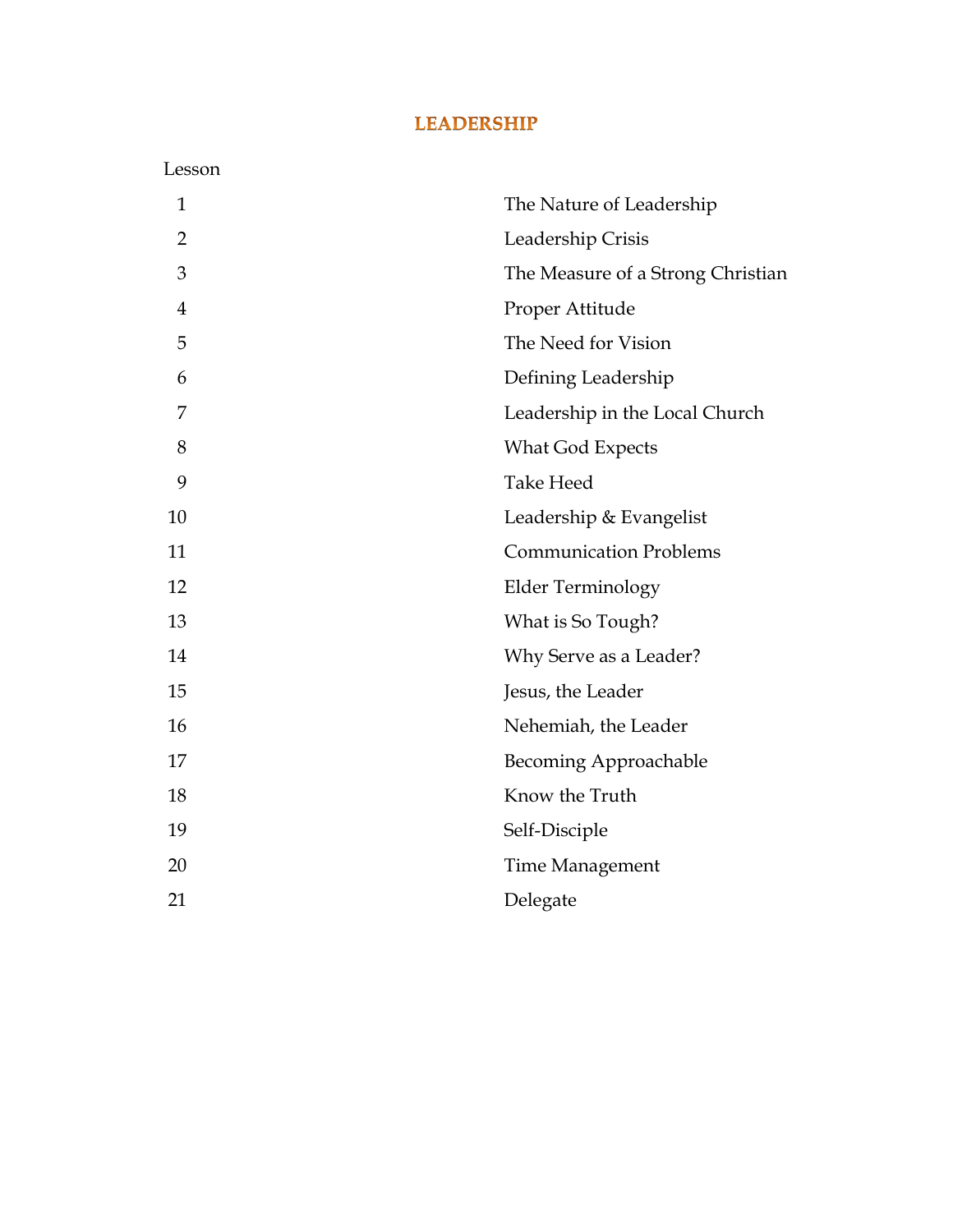# LEADERSHIP

| Lesson | |
|---|---|
| 1 | The Nature of Leadership |
| 2 | Leadership Crisis |
| 3 | The Measure of a Strong Christian |
| 4 | Proper Attitude |
| 5 | The Need for Vision |
| 6 | Defining Leadership |
| 7 | Leadership in the Local Church |
| 8 | What God Expects |
| 9 | Take Heed |
| 10 | Leadership & Evangelist |
| 11 | Communication Problems |
| 12 | Elder Terminology |
| 13 | What is So Tough? |
| 14 | Why Serve as a Leader? |
| 15 | Jesus, the Leader |
| 16 | Nehemiah, the Leader |
| 17 | Becoming Approachable |
| 18 | Know the Truth |
| 19 | Self-Disciple |
| 20 | Time Management |
| 21 | Delegate |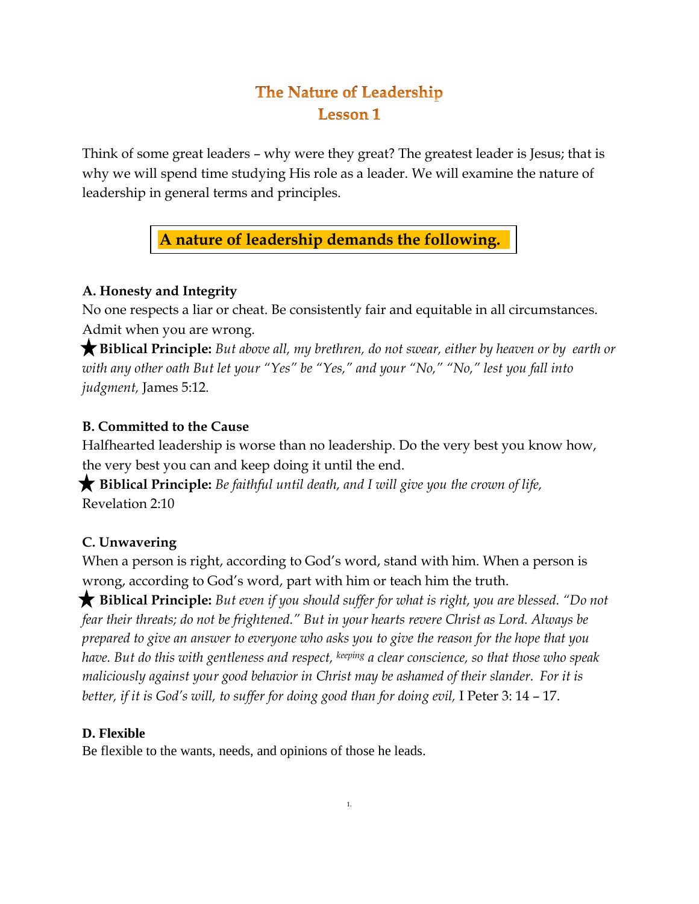# The Nature of Leadership
# Lesson 1

Think of some great leaders – why were they great? The greatest leader is Jesus; that is why we will spend time studying His role as a leader. We will examine the nature of leadership in general terms and principles.

## A nature of leadership demands the following.

### A. Honesty and Integrity

No one respects a liar or cheat. Be consistently fair and equitable in all circumstances. Admit when you are wrong.

★ **Biblical Principle:** *But above all, my brethren, do not swear, either by heaven or by earth or with any other oath But let your "Yes" be "Yes," and your "No," "No," lest you fall into judgment,* James 5:12.

### B. Committed to the Cause

Halfhearted leadership is worse than no leadership. Do the very best you know how, the very best you can and keep doing it until the end.

★ **Biblical Principle:** *Be faithful until death, and I will give you the crown of life,* Revelation 2:10

### C. Unwavering

When a person is right, according to God's word, stand with him. When a person is wrong, according to God's word, part with him or teach him the truth.

★ **Biblical Principle:** *But even if you should suffer for what is right, you are blessed. "Do not fear their threats; do not be frightened." But in your hearts revere Christ as Lord. Always be prepared to give an answer to everyone who asks you to give the reason for the hope that you have. But do this with gentleness and respect, keeping a clear conscience, so that those who speak maliciously against your good behavior in Christ may be ashamed of their slander. For it is better, if it is God's will, to suffer for doing good than for doing evil,* I Peter 3: 14 – 17.

### D. Flexible

Be flexible to the wants, needs, and opinions of those he leads.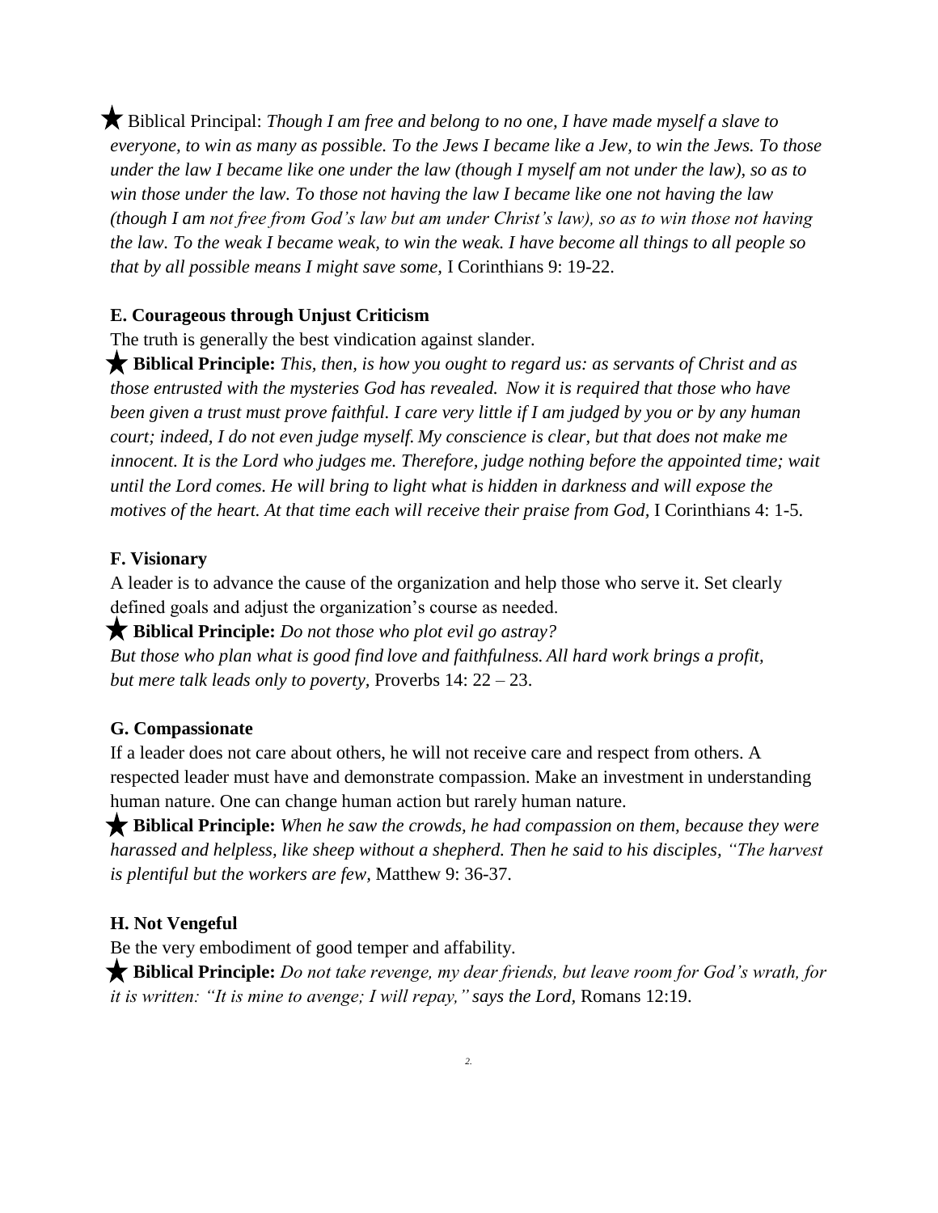★ Biblical Principal: *Though I am free and belong to no one, I have made myself a slave to everyone, to win as many as possible. To the Jews I became like a Jew, to win the Jews. To those under the law I became like one under the law (though I myself am not under the law), so as to win those under the law. To those not having the law I became like one not having the law (though I am not free from God's law but am under Christ's law), so as to win those not having the law. To the weak I became weak, to win the weak. I have become all things to all people so that by all possible means I might save some,* I Corinthians 9: 19-22.

**E. Courageous through Unjust Criticism**

The truth is generally the best vindication against slander.

★ **Biblical Principle:** *This, then, is how you ought to regard us: as servants of Christ and as those entrusted with the mysteries God has revealed. Now it is required that those who have been given a trust must prove faithful. I care very little if I am judged by you or by any human court; indeed, I do not even judge myself. My conscience is clear, but that does not make me innocent. It is the Lord who judges me. Therefore, judge nothing before the appointed time; wait until the Lord comes. He will bring to light what is hidden in darkness and will expose the motives of the heart. At that time each will receive their praise from God,* I Corinthians 4: 1-5.

**F. Visionary**

A leader is to advance the cause of the organization and help those who serve it. Set clearly defined goals and adjust the organization's course as needed.

★ **Biblical Principle:** *Do not those who plot evil go astray?*
*But those who plan what is good find love and faithfulness. All hard work brings a profit, but mere talk leads only to poverty,* Proverbs 14: 22 – 23.

**G. Compassionate**

If a leader does not care about others, he will not receive care and respect from others. A respected leader must have and demonstrate compassion. Make an investment in understanding human nature. One can change human action but rarely human nature.

★ **Biblical Principle:** *When he saw the crowds, he had compassion on them, because they were harassed and helpless, like sheep without a shepherd. Then he said to his disciples, "The harvest is plentiful but the workers are few,* Matthew 9: 36-37.

**H. Not Vengeful**

Be the very embodiment of good temper and affability.

★ **Biblical Principle:** *Do not take revenge, my dear friends, but leave room for God's wrath, for it is written: "It is mine to avenge; I will repay," says the Lord,* Romans 12:19.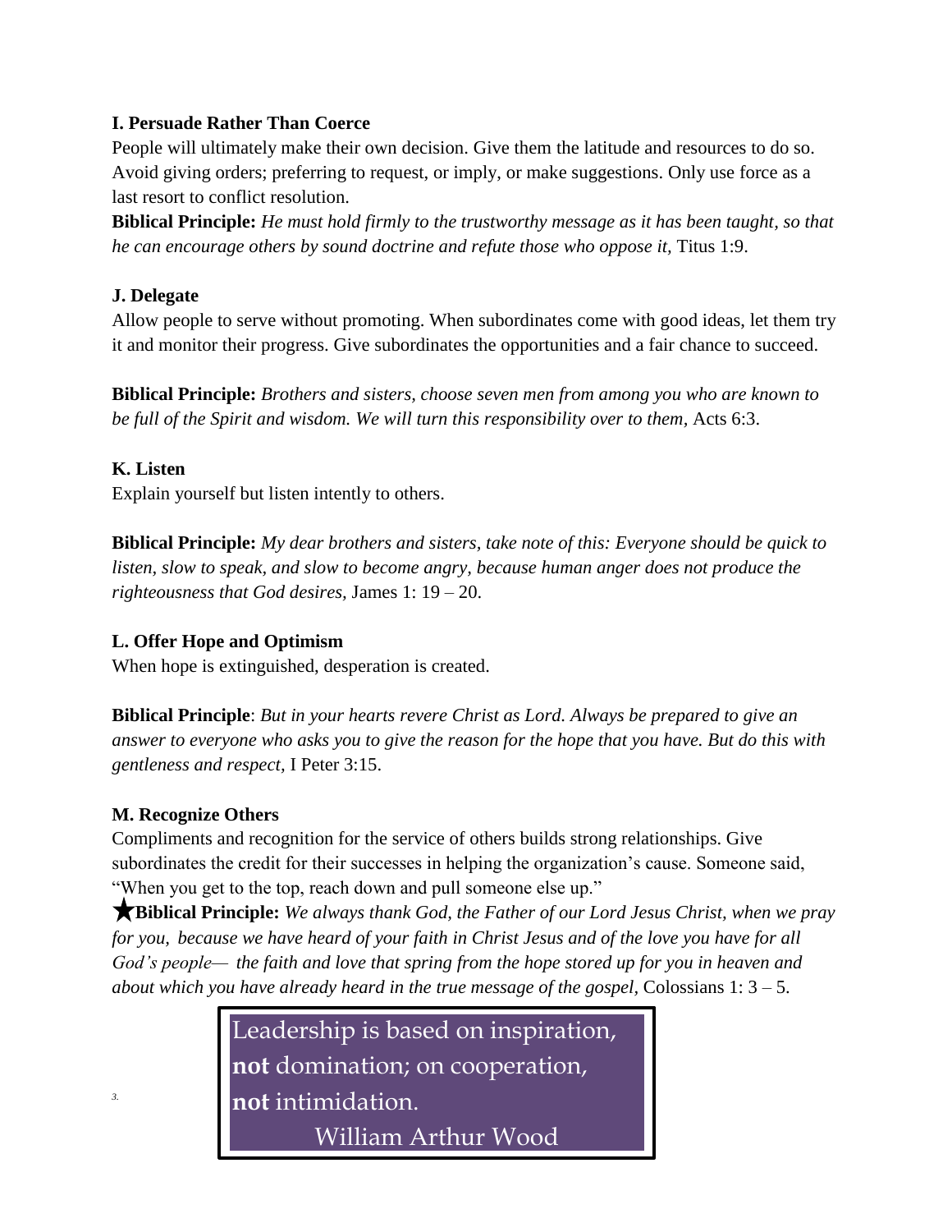### I. Persuade Rather Than Coerce

People will ultimately make their own decision. Give them the latitude and resources to do so. Avoid giving orders; preferring to request, or imply, or make suggestions. Only use force as a last resort to conflict resolution.

**Biblical Principle:** *He must hold firmly to the trustworthy message as it has been taught, so that he can encourage others by sound doctrine and refute those who oppose it,* Titus 1:9.

### J. Delegate

Allow people to serve without promoting. When subordinates come with good ideas, let them try it and monitor their progress. Give subordinates the opportunities and a fair chance to succeed.

**Biblical Principle:** *Brothers and sisters, choose seven men from among you who are known to be full of the Spirit and wisdom. We will turn this responsibility over to them,* Acts 6:3.

### K. Listen

Explain yourself but listen intently to others.

**Biblical Principle:** *My dear brothers and sisters, take note of this: Everyone should be quick to listen, slow to speak, and slow to become angry, because human anger does not produce the righteousness that God desires,* James 1: 19 – 20.

### L. Offer Hope and Optimism

When hope is extinguished, desperation is created.

**Biblical Principle**: *But in your hearts revere Christ as Lord. Always be prepared to give an answer to everyone who asks you to give the reason for the hope that you have. But do this with gentleness and respect,* I Peter 3:15.

### M. Recognize Others

Compliments and recognition for the service of others builds strong relationships. Give subordinates the credit for their successes in helping the organization's cause. Someone said, "When you get to the top, reach down and pull someone else up."

★**Biblical Principle:** *We always thank God, the Father of our Lord Jesus Christ, when we pray for you, because we have heard of your faith in Christ Jesus and of the love you have for all God's people— the faith and love that spring from the hope stored up for you in heaven and about which you have already heard in the true message of the gospel,* Colossians 1: 3 – 5.

> Leadership is based on inspiration, **not** domination; on cooperation, **not** intimidation.
>
> William Arthur Wood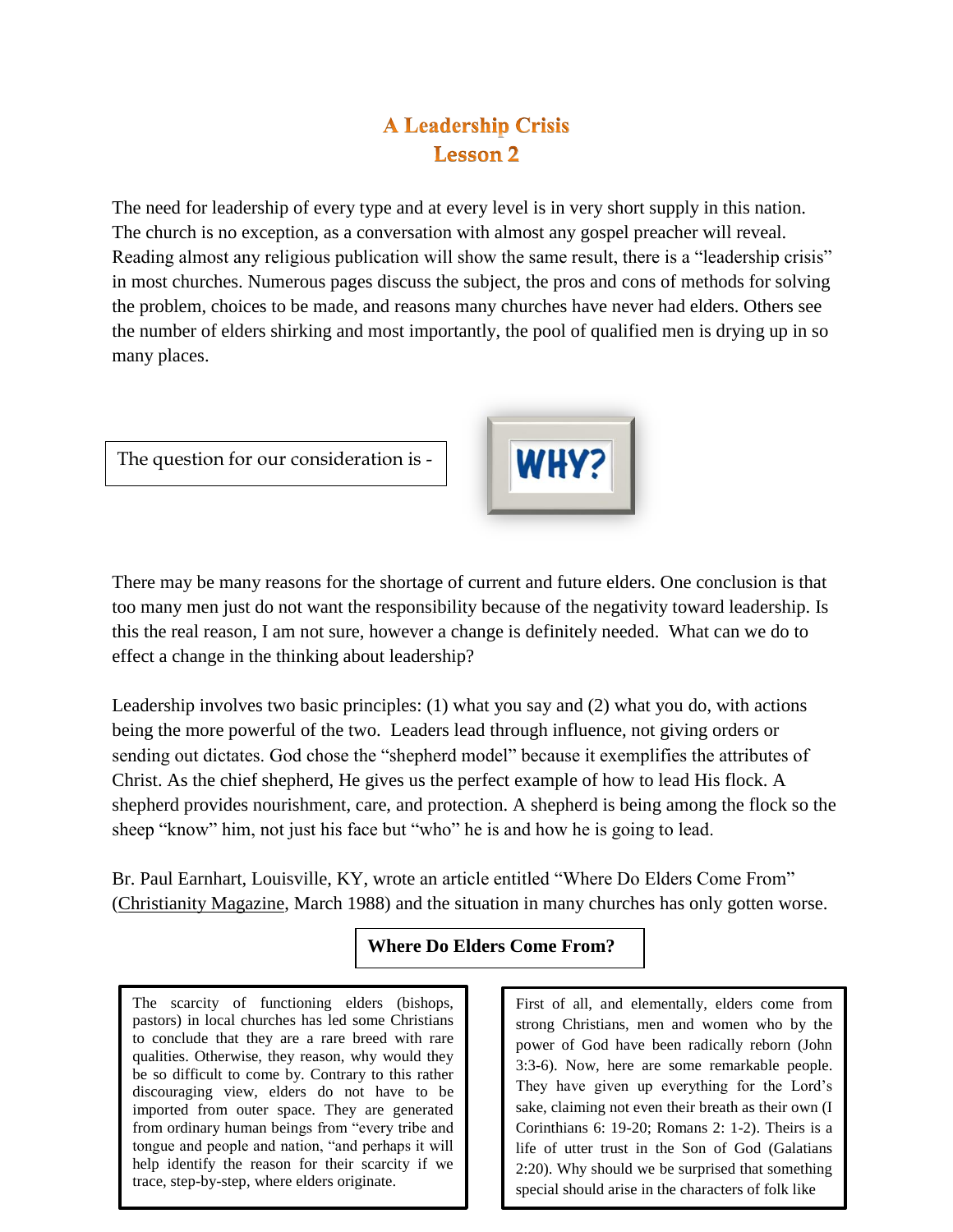# A Leadership Crisis
# Lesson 2

The need for leadership of every type and at every level is in very short supply in this nation. The church is no exception, as a conversation with almost any gospel preacher will reveal. Reading almost any religious publication will show the same result, there is a "leadership crisis" in most churches. Numerous pages discuss the subject, the pros and cons of methods for solving the problem, choices to be made, and reasons many churches have never had elders. Others see the number of elders shirking and most importantly, the pool of qualified men is drying up in so many places.

The question for our consideration is -

**WHY?**

There may be many reasons for the shortage of current and future elders. One conclusion is that too many men just do not want the responsibility because of the negativity toward leadership. Is this the real reason, I am not sure, however a change is definitely needed. What can we do to effect a change in the thinking about leadership?

Leadership involves two basic principles: (1) what you say and (2) what you do, with actions being the more powerful of the two. Leaders lead through influence, not giving orders or sending out dictates. God chose the "shepherd model" because it exemplifies the attributes of Christ. As the chief shepherd, He gives us the perfect example of how to lead His flock. A shepherd provides nourishment, care, and protection. A shepherd is being among the flock so the sheep "know" him, not just his face but "who" he is and how he is going to lead.

Br. Paul Earnhart, Louisville, KY, wrote an article entitled "Where Do Elders Come From" (Christianity Magazine, March 1988) and the situation in many churches has only gotten worse.

**Where Do Elders Come From?**

The scarcity of functioning elders (bishops, pastors) in local churches has led some Christians to conclude that they are a rare breed with rare qualities. Otherwise, they reason, why would they be so difficult to come by. Contrary to this rather discouraging view, elders do not have to be imported from outer space. They are generated from ordinary human beings from "every tribe and tongue and people and nation, "and perhaps it will help identify the reason for their scarcity if we trace, step-by-step, where elders originate.

First of all, and elementally, elders come from strong Christians, men and women who by the power of God have been radically reborn (John 3:3-6). Now, here are some remarkable people. They have given up everything for the Lord's sake, claiming not even their breath as their own (I Corinthians 6: 19-20; Romans 2: 1-2). Theirs is a life of utter trust in the Son of God (Galatians 2:20). Why should we be surprised that something special should arise in the characters of folk like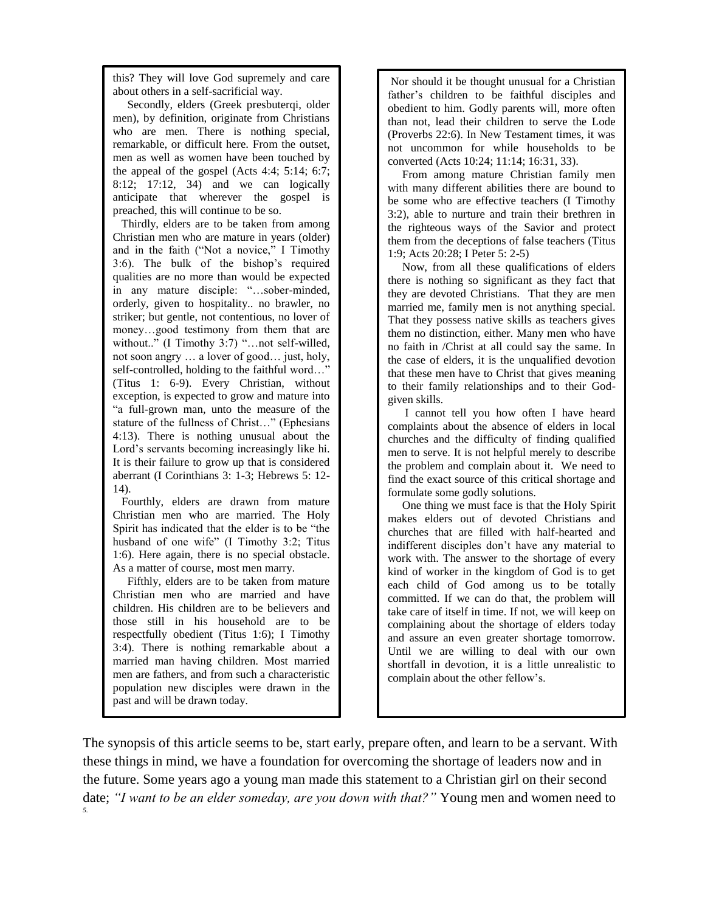this? They will love God supremely and care about others in a self-sacrificial way.

Secondly, elders (Greek presbuterqi, older men), by definition, originate from Christians who are men. There is nothing special, remarkable, or difficult here. From the outset, men as well as women have been touched by the appeal of the gospel (Acts 4:4; 5:14; 6:7; 8:12; 17:12, 34) and we can logically anticipate that wherever the gospel is preached, this will continue to be so.

Thirdly, elders are to be taken from among Christian men who are mature in years (older) and in the faith ("Not a novice," I Timothy 3:6). The bulk of the bishop's required qualities are no more than would be expected in any mature disciple: "…sober-minded, orderly, given to hospitality.. no brawler, no striker; but gentle, not contentious, no lover of money…good testimony from them that are without.." (I Timothy 3:7) "…not self-willed, not soon angry … a lover of good… just, holy, self-controlled, holding to the faithful word…" (Titus 1: 6-9). Every Christian, without exception, is expected to grow and mature into "a full-grown man, unto the measure of the stature of the fullness of Christ…" (Ephesians 4:13). There is nothing unusual about the Lord's servants becoming increasingly like hi. It is their failure to grow up that is considered aberrant (I Corinthians 3: 1-3; Hebrews 5: 12-14).

Fourthly, elders are drawn from mature Christian men who are married. The Holy Spirit has indicated that the elder is to be "the husband of one wife" (I Timothy 3:2; Titus 1:6). Here again, there is no special obstacle. As a matter of course, most men marry.

Fifthly, elders are to be taken from mature Christian men who are married and have children. His children are to be believers and those still in his household are to be respectfully obedient (Titus 1:6); I Timothy 3:4). There is nothing remarkable about a married man having children. Most married men are fathers, and from such a characteristic population new disciples were drawn in the past and will be drawn today.

Nor should it be thought unusual for a Christian father's children to be faithful disciples and obedient to him. Godly parents will, more often than not, lead their children to serve the Lode (Proverbs 22:6). In New Testament times, it was not uncommon for while households to be converted (Acts 10:24; 11:14; 16:31, 33).

From among mature Christian family men with many different abilities there are bound to be some who are effective teachers (I Timothy 3:2), able to nurture and train their brethren in the righteous ways of the Savior and protect them from the deceptions of false teachers (Titus 1:9; Acts 20:28; I Peter 5: 2-5)

Now, from all these qualifications of elders there is nothing so significant as they fact that they are devoted Christians. That they are men married me, family men is not anything special. That they possess native skills as teachers gives them no distinction, either. Many men who have no faith in /Christ at all could say the same. In the case of elders, it is the unqualified devotion that these men have to Christ that gives meaning to their family relationships and to their God-given skills.

I cannot tell you how often I have heard complaints about the absence of elders in local churches and the difficulty of finding qualified men to serve. It is not helpful merely to describe the problem and complain about it. We need to find the exact source of this critical shortage and formulate some godly solutions.

One thing we must face is that the Holy Spirit makes elders out of devoted Christians and churches that are filled with half-hearted and indifferent disciples don't have any material to work with. The answer to the shortage of every kind of worker in the kingdom of God is to get each child of God among us to be totally committed. If we can do that, the problem will take care of itself in time. If not, we will keep on complaining about the shortage of elders today and assure an even greater shortage tomorrow. Until we are willing to deal with our own shortfall in devotion, it is a little unrealistic to complain about the other fellow's.

The synopsis of this article seems to be, start early, prepare often, and learn to be a servant. With these things in mind, we have a foundation for overcoming the shortage of leaders now and in the future. Some years ago a young man made this statement to a Christian girl on their second date; *"I want to be an elder someday, are you down with that?"* Young men and women need to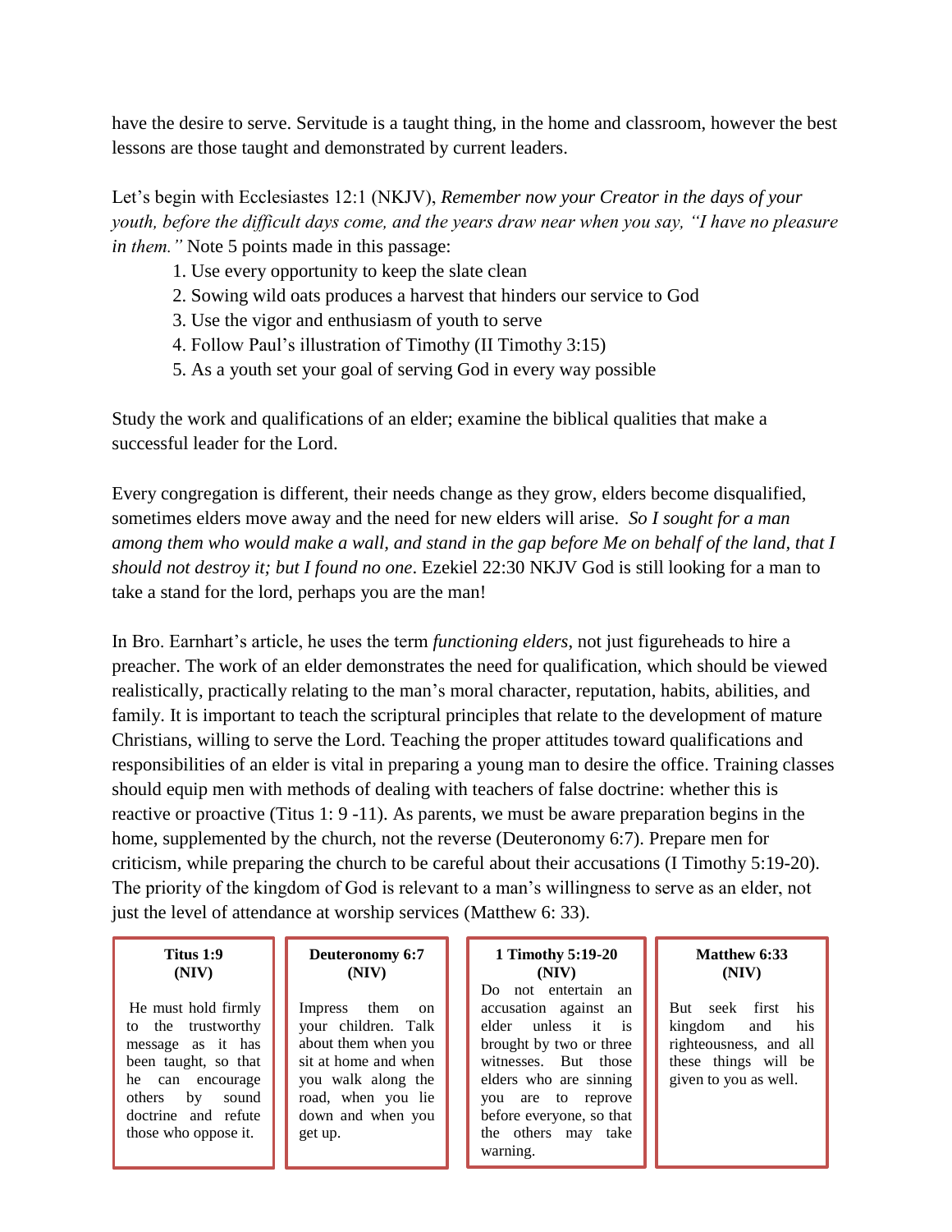have the desire to serve. Servitude is a taught thing, in the home and classroom, however the best lessons are those taught and demonstrated by current leaders.

Let's begin with Ecclesiastes 12:1 (NKJV), *Remember now your Creator in the days of your youth, before the difficult days come, and the years draw near when you say, "I have no pleasure in them."* Note 5 points made in this passage:

1. Use every opportunity to keep the slate clean
2. Sowing wild oats produces a harvest that hinders our service to God
3. Use the vigor and enthusiasm of youth to serve
4. Follow Paul's illustration of Timothy (II Timothy 3:15)
5. As a youth set your goal of serving God in every way possible

Study the work and qualifications of an elder; examine the biblical qualities that make a successful leader for the Lord.

Every congregation is different, their needs change as they grow, elders become disqualified, sometimes elders move away and the need for new elders will arise. *So I sought for a man among them who would make a wall, and stand in the gap before Me on behalf of the land, that I should not destroy it; but I found no one*. Ezekiel 22:30 NKJV God is still looking for a man to take a stand for the lord, perhaps you are the man!

In Bro. Earnhart's article, he uses the term *functioning elders*, not just figureheads to hire a preacher. The work of an elder demonstrates the need for qualification, which should be viewed realistically, practically relating to the man's moral character, reputation, habits, abilities, and family. It is important to teach the scriptural principles that relate to the development of mature Christians, willing to serve the Lord. Teaching the proper attitudes toward qualifications and responsibilities of an elder is vital in preparing a young man to desire the office. Training classes should equip men with methods of dealing with teachers of false doctrine: whether this is reactive or proactive (Titus 1: 9 -11). As parents, we must be aware preparation begins in the home, supplemented by the church, not the reverse (Deuteronomy 6:7). Prepare men for criticism, while preparing the church to be careful about their accusations (I Timothy 5:19-20). The priority of the kingdom of God is relevant to a man's willingness to serve as an elder, not just the level of attendance at worship services (Matthew 6: 33).

**Titus 1:9 (NIV)**

He must hold firmly to the trustworthy message as it has been taught, so that he can encourage others by sound doctrine and refute those who oppose it.

**Deuteronomy 6:7 (NIV)**

Impress them on your children. Talk about them when you sit at home and when you walk along the road, when you lie down and when you get up.

**1 Timothy 5:19-20 (NIV)**

Do not entertain an accusation against an elder unless it is brought by two or three witnesses. But those elders who are sinning you are to reprove before everyone, so that the others may take warning.

**Matthew 6:33 (NIV)**

But seek first his kingdom and his righteousness, and all these things will be given to you as well.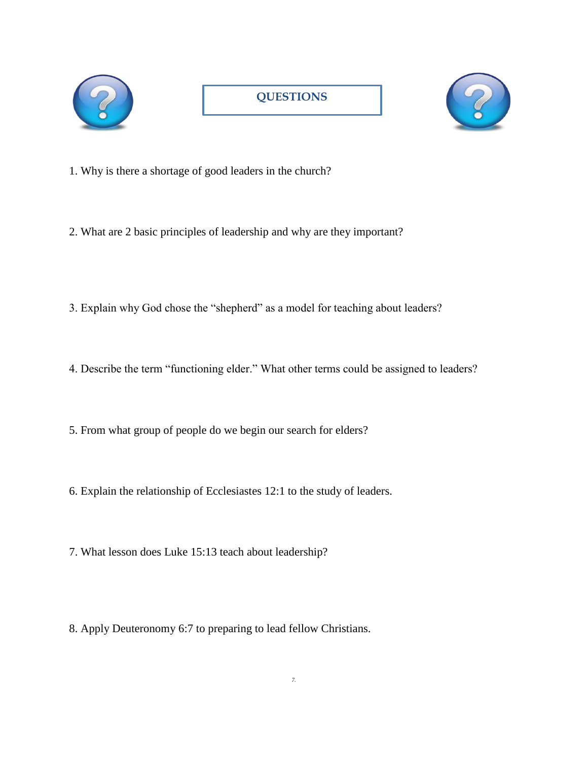## QUESTIONS

1. Why is there a shortage of good leaders in the church?

2. What are 2 basic principles of leadership and why are they important?

3. Explain why God chose the "shepherd" as a model for teaching about leaders?

4. Describe the term "functioning elder." What other terms could be assigned to leaders?

5. From what group of people do we begin our search for elders?

6. Explain the relationship of Ecclesiastes 12:1 to the study of leaders.

7. What lesson does Luke 15:13 teach about leadership?

8. Apply Deuteronomy 6:7 to preparing to lead fellow Christians.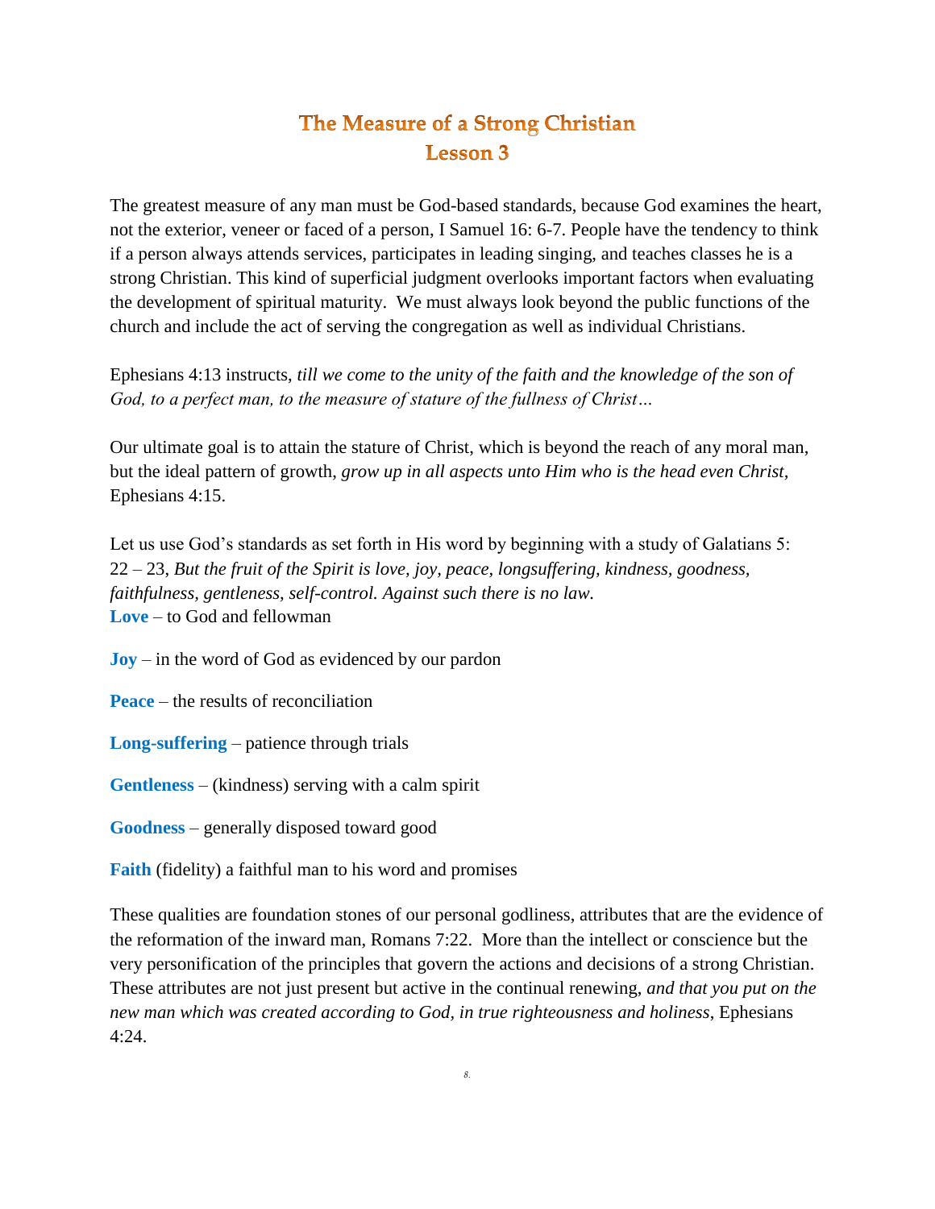# The Measure of a Strong Christian
## Lesson 3

The greatest measure of any man must be God-based standards, because God examines the heart, not the exterior, veneer or faced of a person, I Samuel 16: 6-7. People have the tendency to think if a person always attends services, participates in leading singing, and teaches classes he is a strong Christian. This kind of superficial judgment overlooks important factors when evaluating the development of spiritual maturity. We must always look beyond the public functions of the church and include the act of serving the congregation as well as individual Christians.

Ephesians 4:13 instructs, *till we come to the unity of the faith and the knowledge of the son of God, to a perfect man, to the measure of stature of the fullness of Christ…*

Our ultimate goal is to attain the stature of Christ, which is beyond the reach of any moral man, but the ideal pattern of growth, *grow up in all aspects unto Him who is the head even Christ,* Ephesians 4:15.

Let us use God's standards as set forth in His word by beginning with a study of Galatians 5: 22 – 23, *But the fruit of the Spirit is love, joy, peace, longsuffering, kindness, goodness, faithfulness, gentleness, self-control. Against such there is no law.*

**Love** – to God and fellowman

**Joy** – in the word of God as evidenced by our pardon

**Peace** – the results of reconciliation

**Long-suffering** – patience through trials

**Gentleness** – (kindness) serving with a calm spirit

**Goodness** – generally disposed toward good

**Faith** (fidelity) a faithful man to his word and promises

These qualities are foundation stones of our personal godliness, attributes that are the evidence of the reformation of the inward man, Romans 7:22. More than the intellect or conscience but the very personification of the principles that govern the actions and decisions of a strong Christian. These attributes are not just present but active in the continual renewing, *and that you put on the new man which was created according to God, in true righteousness and holiness*, Ephesians 4:24.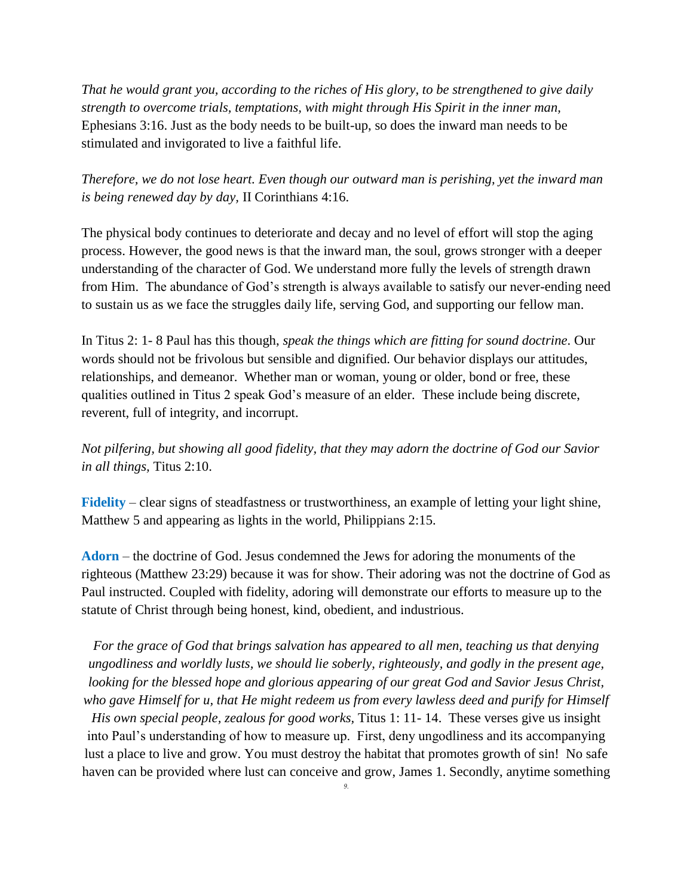*That he would grant you, according to the riches of His glory, to be strengthened to give daily strength to overcome trials, temptations, with might through His Spirit in the inner man,* Ephesians 3:16. Just as the body needs to be built-up, so does the inward man needs to be stimulated and invigorated to live a faithful life.

*Therefore, we do not lose heart. Even though our outward man is perishing, yet the inward man is being renewed day by day,* II Corinthians 4:16.

The physical body continues to deteriorate and decay and no level of effort will stop the aging process. However, the good news is that the inward man, the soul, grows stronger with a deeper understanding of the character of God. We understand more fully the levels of strength drawn from Him. The abundance of God's strength is always available to satisfy our never-ending need to sustain us as we face the struggles daily life, serving God, and supporting our fellow man.

In Titus 2: 1- 8 Paul has this though, *speak the things which are fitting for sound doctrine*. Our words should not be frivolous but sensible and dignified. Our behavior displays our attitudes, relationships, and demeanor. Whether man or woman, young or older, bond or free, these qualities outlined in Titus 2 speak God's measure of an elder. These include being discrete, reverent, full of integrity, and incorrupt.

*Not pilfering, but showing all good fidelity, that they may adorn the doctrine of God our Savior in all things,* Titus 2:10.

**Fidelity** – clear signs of steadfastness or trustworthiness, an example of letting your light shine, Matthew 5 and appearing as lights in the world, Philippians 2:15.

**Adorn** – the doctrine of God. Jesus condemned the Jews for adoring the monuments of the righteous (Matthew 23:29) because it was for show. Their adoring was not the doctrine of God as Paul instructed. Coupled with fidelity, adoring will demonstrate our efforts to measure up to the statute of Christ through being honest, kind, obedient, and industrious.

*For the grace of God that brings salvation has appeared to all men, teaching us that denying ungodliness and worldly lusts, we should lie soberly, righteously, and godly in the present age, looking for the blessed hope and glorious appearing of our great God and Savior Jesus Christ, who gave Himself for u, that He might redeem us from every lawless deed and purify for Himself His own special people, zealous for good works,* Titus 1: 11- 14. These verses give us insight into Paul's understanding of how to measure up. First, deny ungodliness and its accompanying lust a place to live and grow. You must destroy the habitat that promotes growth of sin! No safe haven can be provided where lust can conceive and grow, James 1. Secondly, anytime something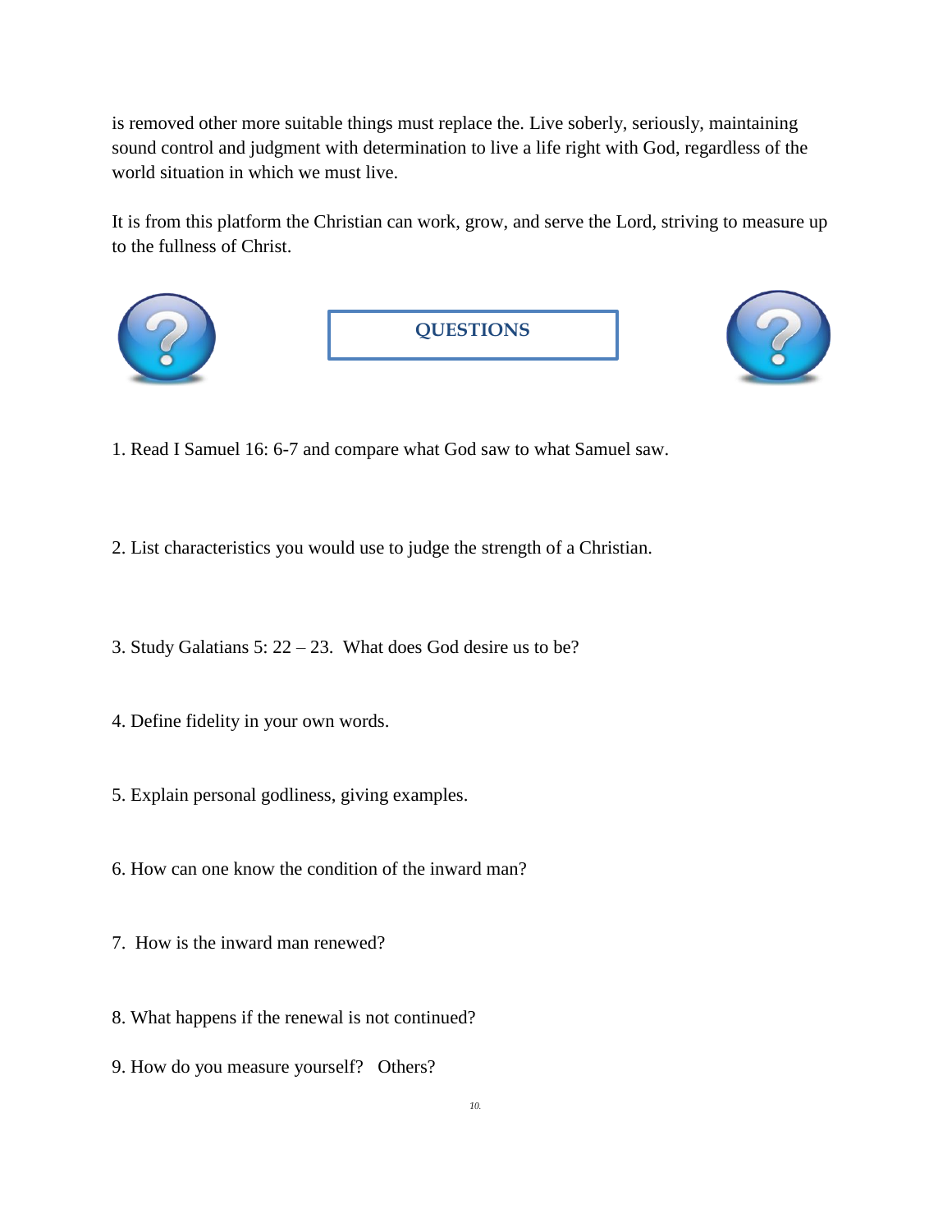is removed other more suitable things must replace the. Live soberly, seriously, maintaining sound control and judgment with determination to live a life right with God, regardless of the world situation in which we must live.

It is from this platform the Christian can work, grow, and serve the Lord, striving to measure up to the fullness of Christ.

## QUESTIONS

1. Read I Samuel 16: 6-7 and compare what God saw to what Samuel saw.

2. List characteristics you would use to judge the strength of a Christian.

3. Study Galatians 5: 22 – 23. What does God desire us to be?

4. Define fidelity in your own words.

5. Explain personal godliness, giving examples.

6. How can one know the condition of the inward man?

7. How is the inward man renewed?

8. What happens if the renewal is not continued?

9. How do you measure yourself? Others?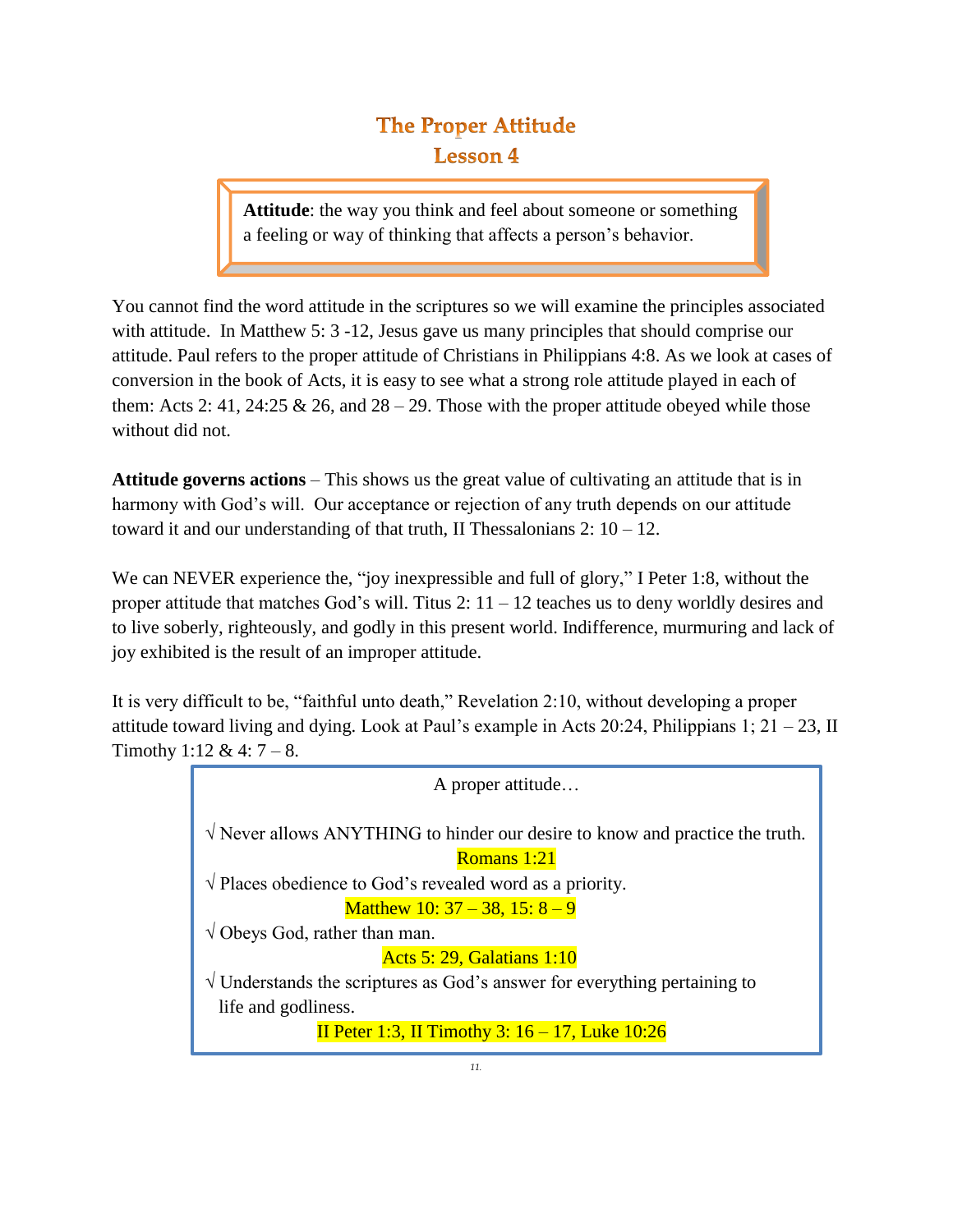# The Proper Attitude
## Lesson 4

**Attitude**: the way you think and feel about someone or something a feeling or way of thinking that affects a person's behavior.

You cannot find the word attitude in the scriptures so we will examine the principles associated with attitude. In Matthew 5: 3 -12, Jesus gave us many principles that should comprise our attitude. Paul refers to the proper attitude of Christians in Philippians 4:8. As we look at cases of conversion in the book of Acts, it is easy to see what a strong role attitude played in each of them: Acts 2: 41, 24:25 & 26, and 28 – 29. Those with the proper attitude obeyed while those without did not.

**Attitude governs actions** – This shows us the great value of cultivating an attitude that is in harmony with God's will. Our acceptance or rejection of any truth depends on our attitude toward it and our understanding of that truth, II Thessalonians 2: 10 – 12.

We can NEVER experience the, "joy inexpressible and full of glory," I Peter 1:8, without the proper attitude that matches God's will. Titus 2: 11 – 12 teaches us to deny worldly desires and to live soberly, righteously, and godly in this present world. Indifference, murmuring and lack of joy exhibited is the result of an improper attitude.

It is very difficult to be, "faithful unto death," Revelation 2:10, without developing a proper attitude toward living and dying. Look at Paul's example in Acts 20:24, Philippians 1; 21 – 23, II Timothy 1:12 & 4: 7 – 8.

A proper attitude…

√ Never allows ANYTHING to hinder our desire to know and practice the truth.
Romans 1:21

√ Places obedience to God's revealed word as a priority.
Matthew 10: 37 – 38, 15: 8 – 9

√ Obeys God, rather than man.
Acts 5: 29, Galatians 1:10

√ Understands the scriptures as God's answer for everything pertaining to life and godliness.
II Peter 1:3, II Timothy 3: 16 – 17, Luke 10:26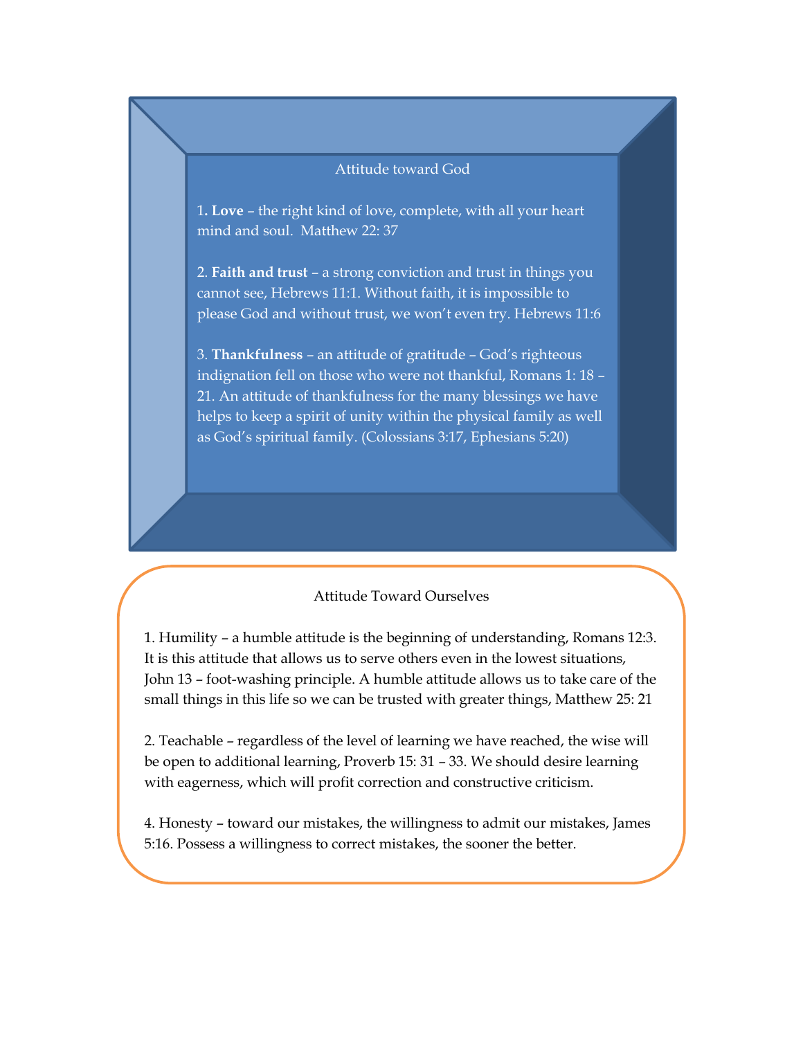## Attitude toward God

1. **Love** – the right kind of love, complete, with all your heart mind and soul. Matthew 22: 37

2. **Faith and trust** – a strong conviction and trust in things you cannot see, Hebrews 11:1. Without faith, it is impossible to please God and without trust, we won't even try. Hebrews 11:6

3. **Thankfulness** – an attitude of gratitude – God's righteous indignation fell on those who were not thankful, Romans 1: 18 – 21. An attitude of thankfulness for the many blessings we have helps to keep a spirit of unity within the physical family as well as God's spiritual family. (Colossians 3:17, Ephesians 5:20)

## Attitude Toward Ourselves

1. Humility – a humble attitude is the beginning of understanding, Romans 12:3. It is this attitude that allows us to serve others even in the lowest situations, John 13 – foot-washing principle. A humble attitude allows us to take care of the small things in this life so we can be trusted with greater things, Matthew 25: 21

2. Teachable – regardless of the level of learning we have reached, the wise will be open to additional learning, Proverb 15: 31 – 33. We should desire learning with eagerness, which will profit correction and constructive criticism.

4. Honesty – toward our mistakes, the willingness to admit our mistakes, James 5:16. Possess a willingness to correct mistakes, the sooner the better.